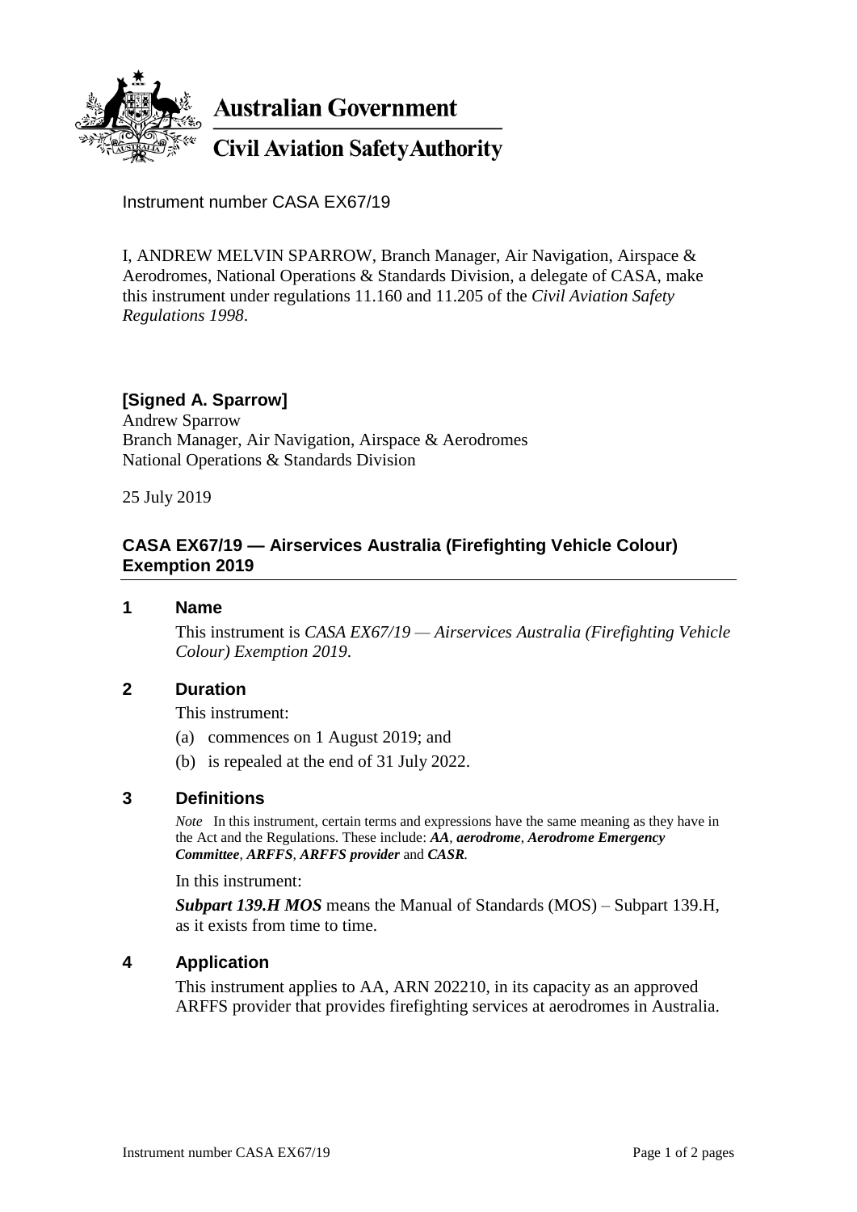**Australian Government**

**Civil Aviation Safety Authority**

Instrument number CASA EX67/19

I, ANDREW MELVIN SPARROW, Branch Manager, Air Navigation, Airspace & Aerodromes, National Operations & Standards Division, a delegate of CASA, make this instrument under regulations 11.160 and 11.205 of the *Civil Aviation Safety Regulations 1998*.

**[Signed A. Sparrow]**
Andrew Sparrow
Branch Manager, Air Navigation, Airspace & Aerodromes
National Operations & Standards Division

25 July 2019

## CASA EX67/19 — Airservices Australia (Firefighting Vehicle Colour) Exemption 2019

### 1 Name

This instrument is *CASA EX67/19 — Airservices Australia (Firefighting Vehicle Colour) Exemption 2019*.

### 2 Duration

This instrument:

(a) commences on 1 August 2019; and

(b) is repealed at the end of 31 July 2022.

### 3 Definitions

*Note* In this instrument, certain terms and expressions have the same meaning as they have in the Act and the Regulations. These include: ***AA***, ***aerodrome***, ***Aerodrome Emergency Committee***, ***ARFFS***, ***ARFFS provider*** and ***CASR***.

In this instrument:

***Subpart 139.H MOS*** means the Manual of Standards (MOS) – Subpart 139.H, as it exists from time to time.

### 4 Application

This instrument applies to AA, ARN 202210, in its capacity as an approved ARFFS provider that provides firefighting services at aerodromes in Australia.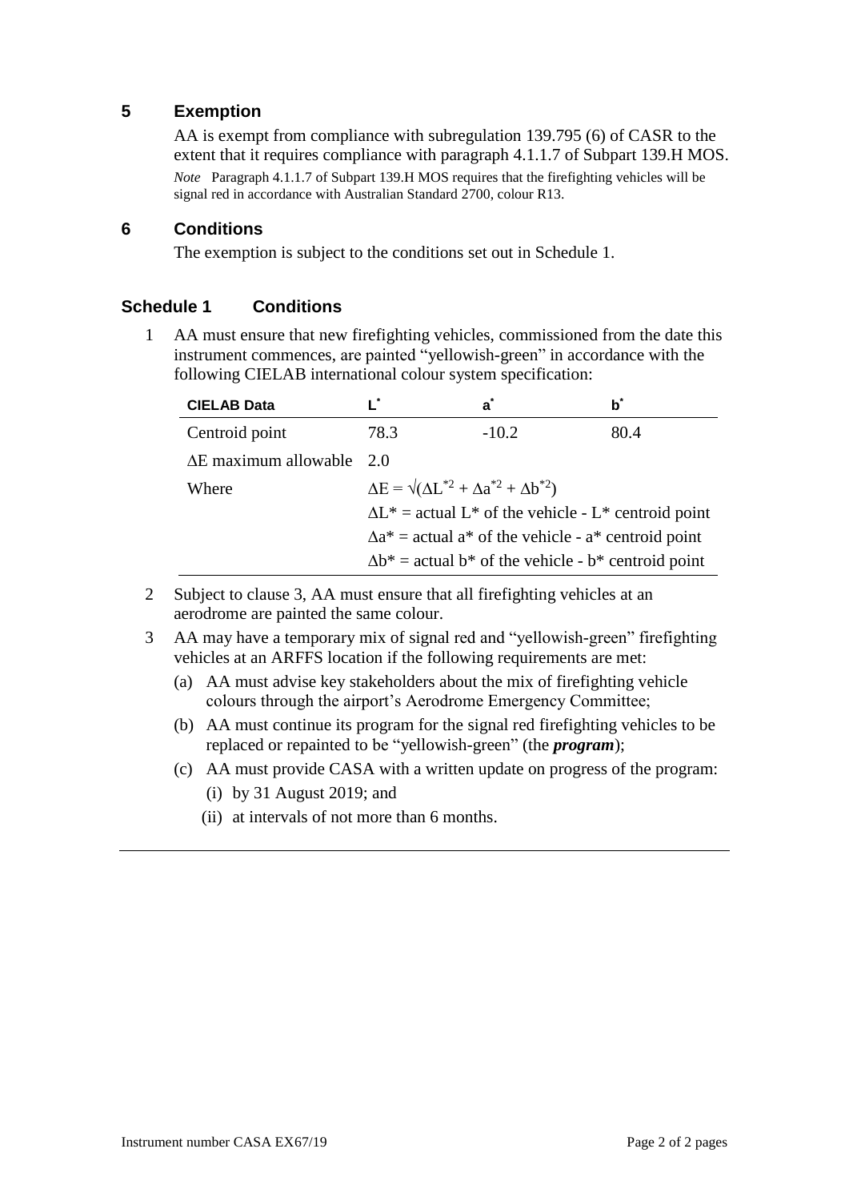## 5 Exemption

AA is exempt from compliance with subregulation 139.795 (6) of CASR to the extent that it requires compliance with paragraph 4.1.1.7 of Subpart 139.H MOS.

*Note* Paragraph 4.1.1.7 of Subpart 139.H MOS requires that the firefighting vehicles will be signal red in accordance with Australian Standard 2700, colour R13.

## 6 Conditions

The exemption is subject to the conditions set out in Schedule 1.

## Schedule 1 Conditions

1 AA must ensure that new firefighting vehicles, commissioned from the date this instrument commences, are painted "yellowish-green" in accordance with the following CIELAB international colour system specification:

| CIELAB Data | $L^*$ | $a^*$ | $b^*$ |
|---|---|---|---|
| Centroid point | 78.3 | -10.2 | 80.4 |
| $\Delta E$ maximum allowable | 2.0 | | |
| Where | $\Delta E = \sqrt{(\Delta L^{*2} + \Delta a^{*2} + \Delta b^{*2})}$ | | |
| | $\Delta L^*$ = actual $L^*$ of the vehicle - $L^*$ centroid point | | |
| | $\Delta a^*$ = actual $a^*$ of the vehicle - $a^*$ centroid point | | |
| | $\Delta b^*$ = actual $b^*$ of the vehicle - $b^*$ centroid point | | |

2 Subject to clause 3, AA must ensure that all firefighting vehicles at an aerodrome are painted the same colour.

3 AA may have a temporary mix of signal red and "yellowish-green" firefighting vehicles at an ARFFS location if the following requirements are met:

(a) AA must advise key stakeholders about the mix of firefighting vehicle colours through the airport's Aerodrome Emergency Committee;

(b) AA must continue its program for the signal red firefighting vehicles to be replaced or repainted to be "yellowish-green" (the ***program***);

(c) AA must provide CASA with a written update on progress of the program:

(i) by 31 August 2019; and

(ii) at intervals of not more than 6 months.